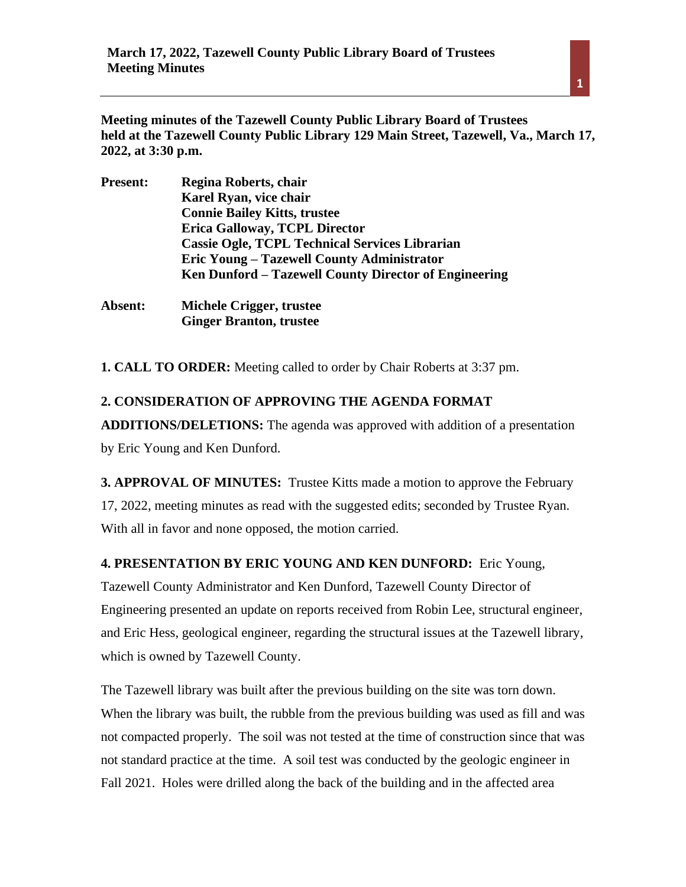**Meeting minutes of the Tazewell County Public Library Board of Trustees held at the Tazewell County Public Library 129 Main Street, Tazewell, Va., March 17, 2022, at 3:30 p.m.**

**Present:** **Regina Roberts, chair**
**Karel Ryan, vice chair**
**Connie Bailey Kitts, trustee**
**Erica Galloway, TCPL Director**
**Cassie Ogle, TCPL Technical Services Librarian**
**Eric Young – Tazewell County Administrator**
**Ken Dunford – Tazewell County Director of Engineering**

**Absent:** **Michele Crigger, trustee**
**Ginger Branton, trustee**

**1. CALL TO ORDER:** Meeting called to order by Chair Roberts at 3:37 pm.

**2. CONSIDERATION OF APPROVING THE AGENDA FORMAT ADDITIONS/DELETIONS:** The agenda was approved with addition of a presentation by Eric Young and Ken Dunford.

**3. APPROVAL OF MINUTES:** Trustee Kitts made a motion to approve the February 17, 2022, meeting minutes as read with the suggested edits; seconded by Trustee Ryan. With all in favor and none opposed, the motion carried.

**4. PRESENTATION BY ERIC YOUNG AND KEN DUNFORD:** Eric Young, Tazewell County Administrator and Ken Dunford, Tazewell County Director of Engineering presented an update on reports received from Robin Lee, structural engineer, and Eric Hess, geological engineer, regarding the structural issues at the Tazewell library, which is owned by Tazewell County.

The Tazewell library was built after the previous building on the site was torn down. When the library was built, the rubble from the previous building was used as fill and was not compacted properly. The soil was not tested at the time of construction since that was not standard practice at the time. A soil test was conducted by the geologic engineer in Fall 2021. Holes were drilled along the back of the building and in the affected area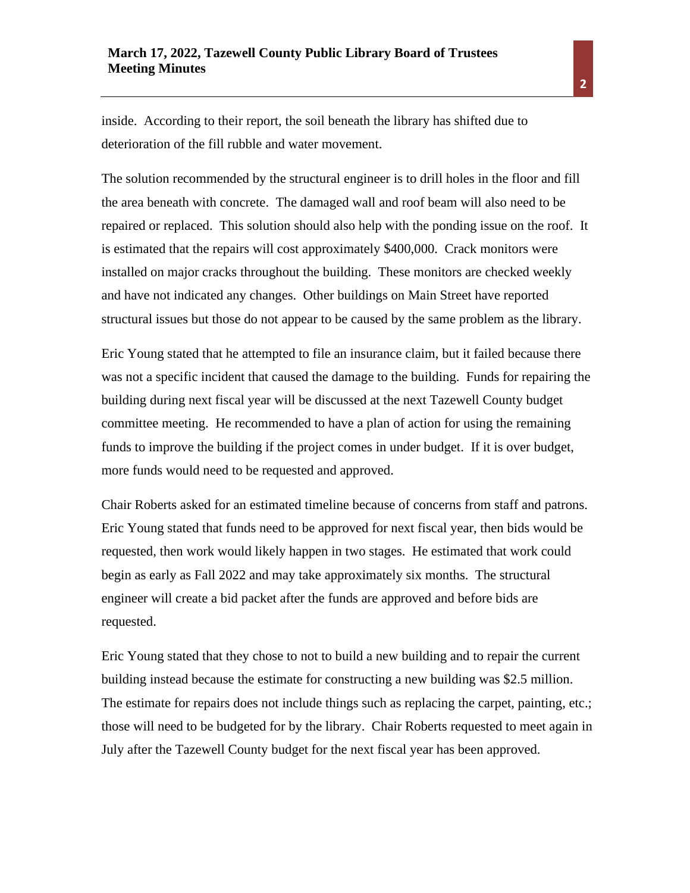inside. According to their report, the soil beneath the library has shifted due to deterioration of the fill rubble and water movement.

The solution recommended by the structural engineer is to drill holes in the floor and fill the area beneath with concrete. The damaged wall and roof beam will also need to be repaired or replaced. This solution should also help with the ponding issue on the roof. It is estimated that the repairs will cost approximately $400,000. Crack monitors were installed on major cracks throughout the building. These monitors are checked weekly and have not indicated any changes. Other buildings on Main Street have reported structural issues but those do not appear to be caused by the same problem as the library.

Eric Young stated that he attempted to file an insurance claim, but it failed because there was not a specific incident that caused the damage to the building. Funds for repairing the building during next fiscal year will be discussed at the next Tazewell County budget committee meeting. He recommended to have a plan of action for using the remaining funds to improve the building if the project comes in under budget. If it is over budget, more funds would need to be requested and approved.

Chair Roberts asked for an estimated timeline because of concerns from staff and patrons. Eric Young stated that funds need to be approved for next fiscal year, then bids would be requested, then work would likely happen in two stages. He estimated that work could begin as early as Fall 2022 and may take approximately six months. The structural engineer will create a bid packet after the funds are approved and before bids are requested.

Eric Young stated that they chose to not to build a new building and to repair the current building instead because the estimate for constructing a new building was $2.5 million. The estimate for repairs does not include things such as replacing the carpet, painting, etc.; those will need to be budgeted for by the library. Chair Roberts requested to meet again in July after the Tazewell County budget for the next fiscal year has been approved.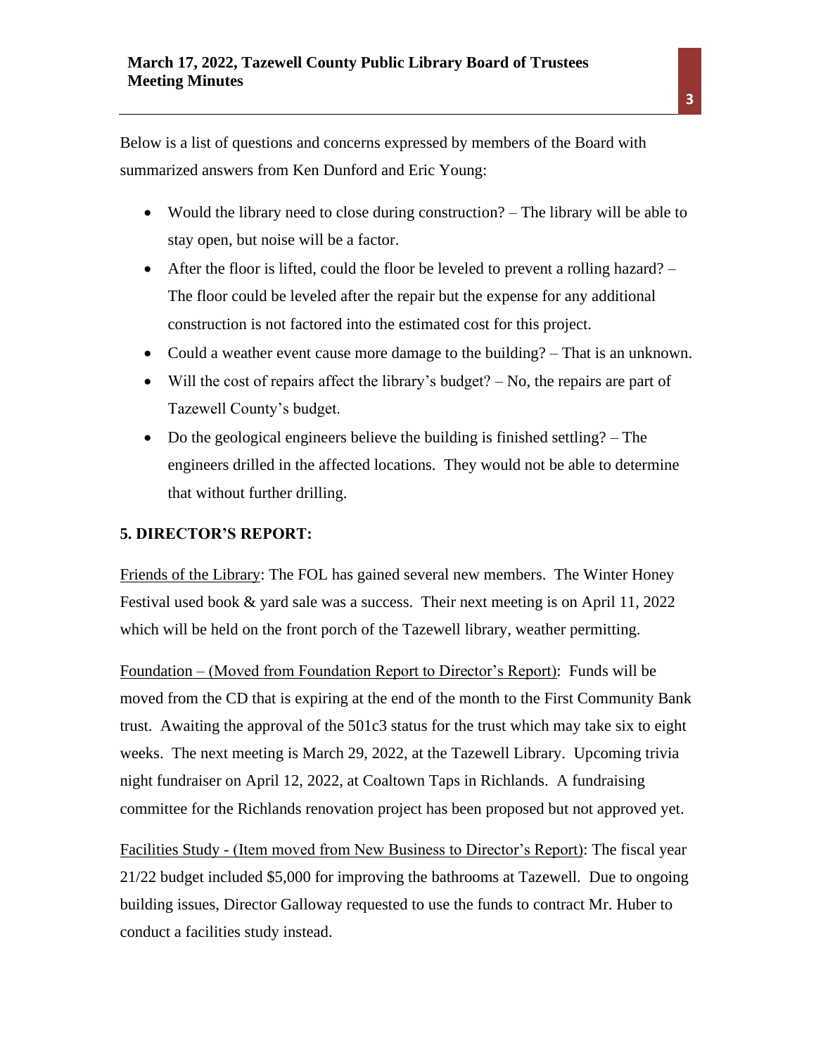Below is a list of questions and concerns expressed by members of the Board with summarized answers from Ken Dunford and Eric Young:

- Would the library need to close during construction? – The library will be able to stay open, but noise will be a factor.
- After the floor is lifted, could the floor be leveled to prevent a rolling hazard? – The floor could be leveled after the repair but the expense for any additional construction is not factored into the estimated cost for this project.
- Could a weather event cause more damage to the building? – That is an unknown.
- Will the cost of repairs affect the library's budget? – No, the repairs are part of Tazewell County's budget.
- Do the geological engineers believe the building is finished settling? – The engineers drilled in the affected locations. They would not be able to determine that without further drilling.

**5. DIRECTOR'S REPORT:**

<u>Friends of the Library</u>: The FOL has gained several new members. The Winter Honey Festival used book & yard sale was a success. Their next meeting is on April 11, 2022 which will be held on the front porch of the Tazewell library, weather permitting.

<u>Foundation – (Moved from Foundation Report to Director's Report)</u>: Funds will be moved from the CD that is expiring at the end of the month to the First Community Bank trust. Awaiting the approval of the 501c3 status for the trust which may take six to eight weeks. The next meeting is March 29, 2022, at the Tazewell Library. Upcoming trivia night fundraiser on April 12, 2022, at Coaltown Taps in Richlands. A fundraising committee for the Richlands renovation project has been proposed but not approved yet.

<u>Facilities Study - (Item moved from New Business to Director's Report)</u>: The fiscal year 21/22 budget included $5,000 for improving the bathrooms at Tazewell. Due to ongoing building issues, Director Galloway requested to use the funds to contract Mr. Huber to conduct a facilities study instead.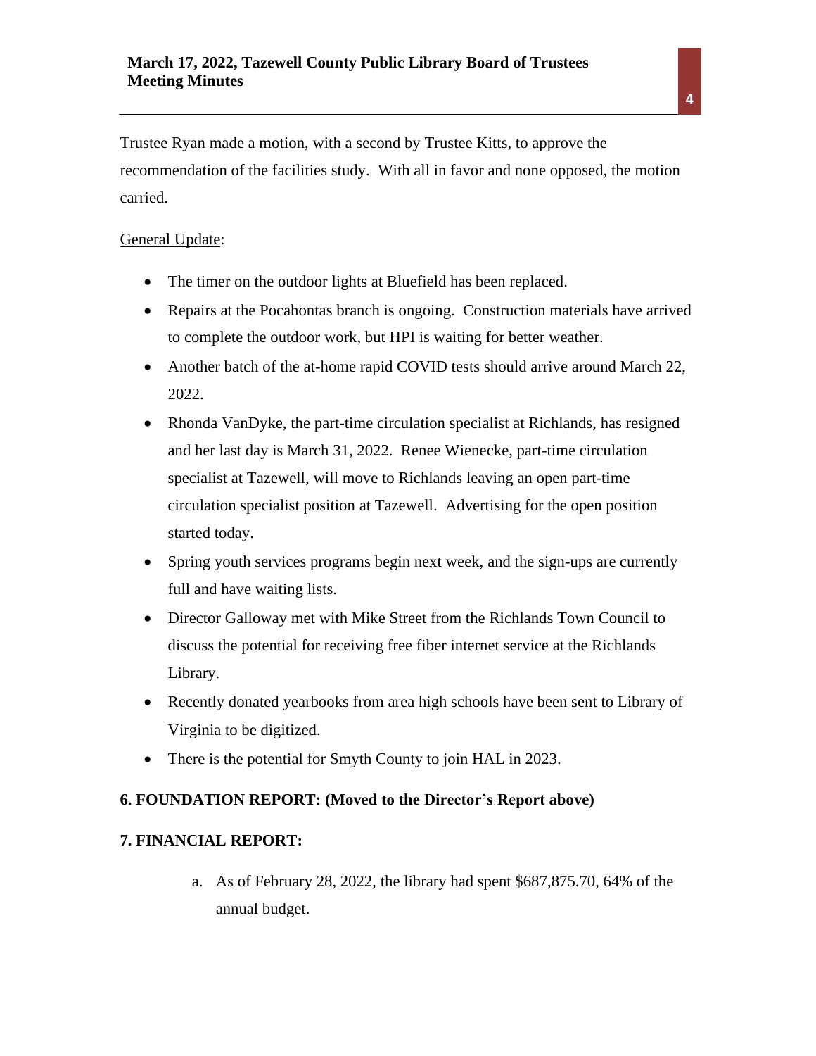Trustee Ryan made a motion, with a second by Trustee Kitts, to approve the recommendation of the facilities study. With all in favor and none opposed, the motion carried.

General Update:

- The timer on the outdoor lights at Bluefield has been replaced.
- Repairs at the Pocahontas branch is ongoing. Construction materials have arrived to complete the outdoor work, but HPI is waiting for better weather.
- Another batch of the at-home rapid COVID tests should arrive around March 22, 2022.
- Rhonda VanDyke, the part-time circulation specialist at Richlands, has resigned and her last day is March 31, 2022. Renee Wienecke, part-time circulation specialist at Tazewell, will move to Richlands leaving an open part-time circulation specialist position at Tazewell. Advertising for the open position started today.
- Spring youth services programs begin next week, and the sign-ups are currently full and have waiting lists.
- Director Galloway met with Mike Street from the Richlands Town Council to discuss the potential for receiving free fiber internet service at the Richlands Library.
- Recently donated yearbooks from area high schools have been sent to Library of Virginia to be digitized.
- There is the potential for Smyth County to join HAL in 2023.

**6. FOUNDATION REPORT: (Moved to the Director's Report above)**

**7. FINANCIAL REPORT:**

a. As of February 28, 2022, the library had spent $687,875.70, 64% of the annual budget.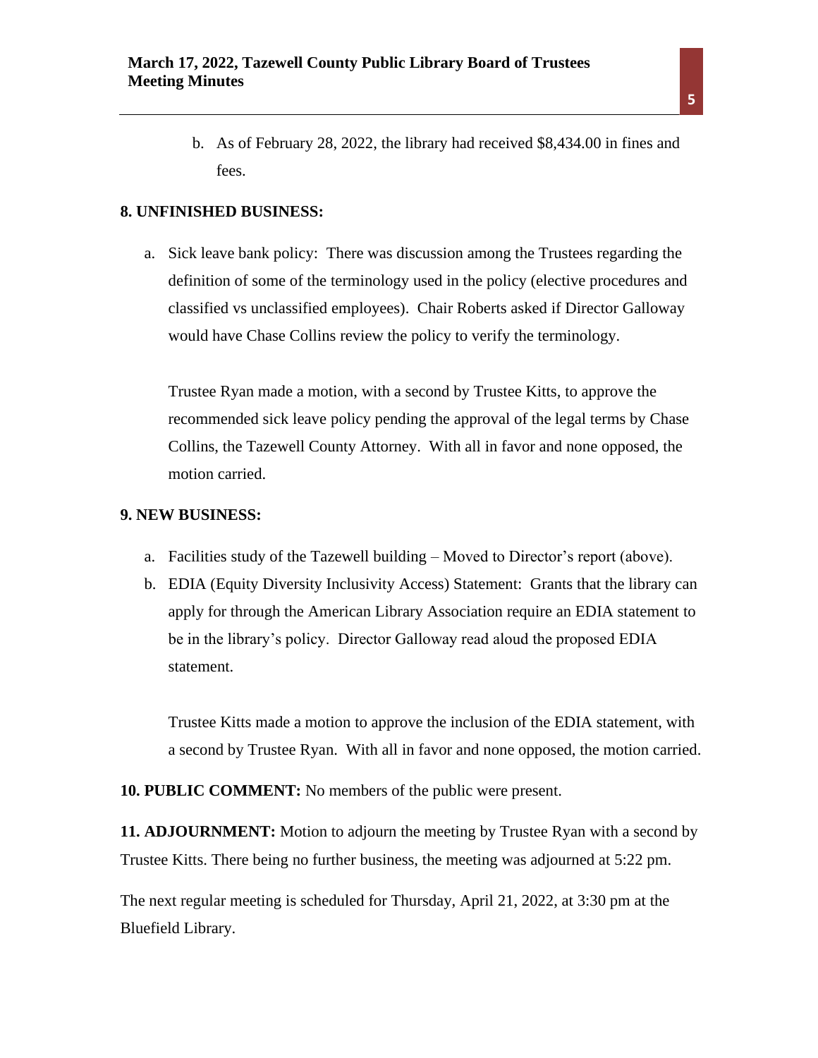b. As of February 28, 2022, the library had received $8,434.00 in fines and fees.

**8. UNFINISHED BUSINESS:**

a. Sick leave bank policy: There was discussion among the Trustees regarding the definition of some of the terminology used in the policy (elective procedures and classified vs unclassified employees). Chair Roberts asked if Director Galloway would have Chase Collins review the policy to verify the terminology.

   Trustee Ryan made a motion, with a second by Trustee Kitts, to approve the recommended sick leave policy pending the approval of the legal terms by Chase Collins, the Tazewell County Attorney. With all in favor and none opposed, the motion carried.

**9. NEW BUSINESS:**

a. Facilities study of the Tazewell building – Moved to Director's report (above).
b. EDIA (Equity Diversity Inclusivity Access) Statement: Grants that the library can apply for through the American Library Association require an EDIA statement to be in the library's policy. Director Galloway read aloud the proposed EDIA statement.

   Trustee Kitts made a motion to approve the inclusion of the EDIA statement, with a second by Trustee Ryan. With all in favor and none opposed, the motion carried.

**10. PUBLIC COMMENT:** No members of the public were present.

**11. ADJOURNMENT:** Motion to adjourn the meeting by Trustee Ryan with a second by Trustee Kitts. There being no further business, the meeting was adjourned at 5:22 pm.

The next regular meeting is scheduled for Thursday, April 21, 2022, at 3:30 pm at the Bluefield Library.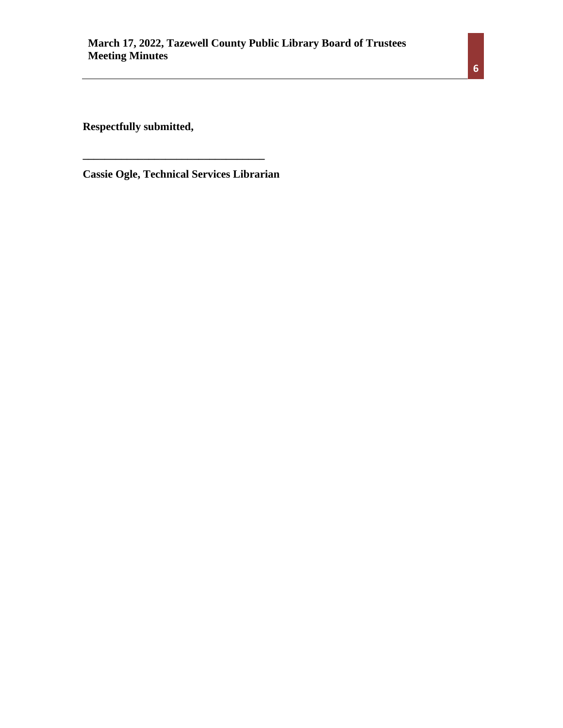**Respectfully submitted,**

**_________________________________**

**Cassie Ogle, Technical Services Librarian**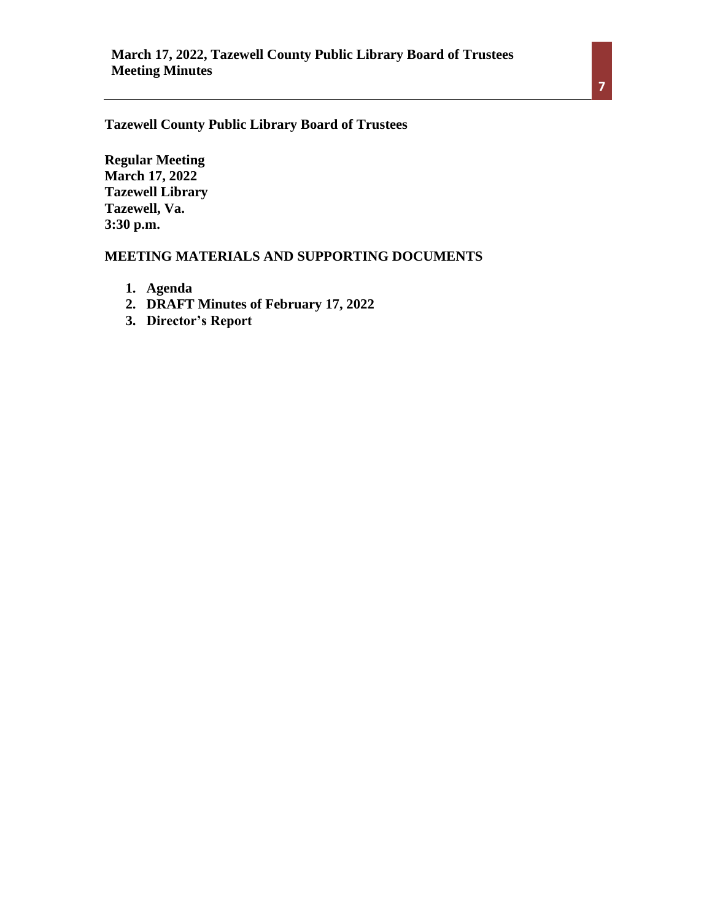**Tazewell County Public Library Board of Trustees**

**Regular Meeting**
**March 17, 2022**
**Tazewell Library**
**Tazewell, Va.**
**3:30 p.m.**

**MEETING MATERIALS AND SUPPORTING DOCUMENTS**

1. **Agenda**
2. **DRAFT Minutes of February 17, 2022**
3. **Director's Report**